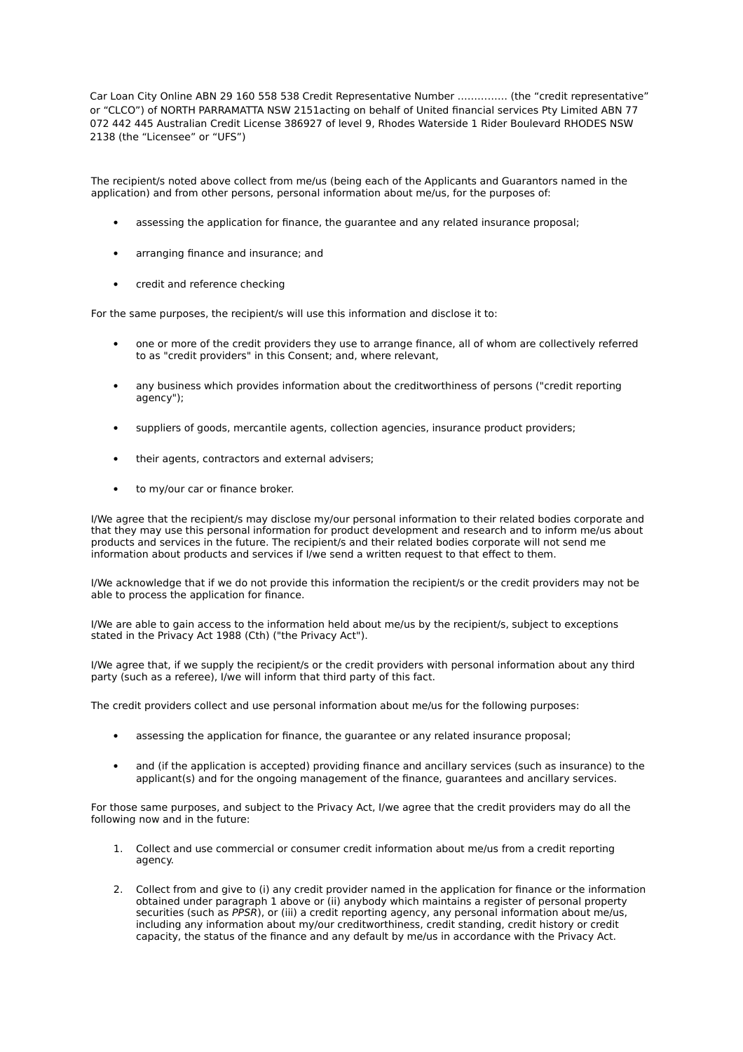Car Loan City Online ABN 29 160 558 538 Credit Representative Number ………….. (the “credit representative” or “CLCO”) of NORTH PARRAMATTA NSW 2151acting on behalf of United financial services Pty Limited ABN 77 072 442 445 Australian Credit License 386927 of level 9, Rhodes Waterside 1 Rider Boulevard RHODES NSW 2138 (the “Licensee” or “UFS”)

The recipient/s noted above collect from me/us (being each of the Applicants and Guarantors named in the application) and from other persons, personal information about me/us, for the purposes of:

- assessing the application for finance, the guarantee and any related insurance proposal;
- arranging finance and insurance; and
- credit and reference checking

For the same purposes, the recipient/s will use this information and disclose it to:

- one or more of the credit providers they use to arrange finance, all of whom are collectively referred to as "credit providers" in this Consent; and, where relevant,
- any business which provides information about the creditworthiness of persons ("credit reporting agency");
- suppliers of goods, mercantile agents, collection agencies, insurance product providers;
- their agents, contractors and external advisers;
- to my/our car or finance broker.

I/We agree that the recipient/s may disclose my/our personal information to their related bodies corporate and that they may use this personal information for product development and research and to inform me/us about products and services in the future. The recipient/s and their related bodies corporate will not send me information about products and services if I/we send a written request to that effect to them.

I/We acknowledge that if we do not provide this information the recipient/s or the credit providers may not be able to process the application for finance.

I/We are able to gain access to the information held about me/us by the recipient/s, subject to exceptions stated in the Privacy Act 1988 (Cth) ("the Privacy Act").

I/We agree that, if we supply the recipient/s or the credit providers with personal information about any third party (such as a referee), I/we will inform that third party of this fact.

The credit providers collect and use personal information about me/us for the following purposes:

- assessing the application for finance, the guarantee or any related insurance proposal;
- and (if the application is accepted) providing finance and ancillary services (such as insurance) to the applicant(s) and for the ongoing management of the finance, guarantees and ancillary services.

For those same purposes, and subject to the Privacy Act, I/we agree that the credit providers may do all the following now and in the future:

1. Collect and use commercial or consumer credit information about me/us from a credit reporting agency.
2. Collect from and give to (i) any credit provider named in the application for finance or the information obtained under paragraph 1 above or (ii) anybody which maintains a register of personal property securities (such as *PPSR*), or (iii) a credit reporting agency, any personal information about me/us, including any information about my/our creditworthiness, credit standing, credit history or credit capacity, the status of the finance and any default by me/us in accordance with the Privacy Act.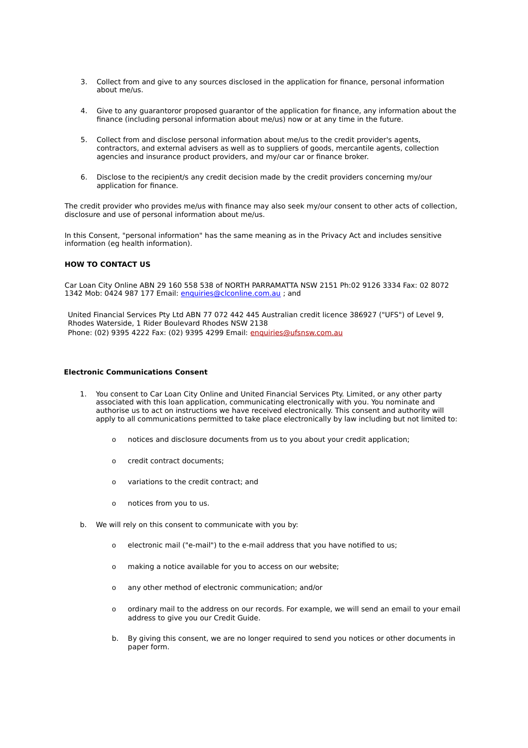3. Collect from and give to any sources disclosed in the application for finance, personal information about me/us.

4. Give to any guarantoror proposed guarantor of the application for finance, any information about the finance (including personal information about me/us) now or at any time in the future.

5. Collect from and disclose personal information about me/us to the credit provider's agents, contractors, and external advisers as well as to suppliers of goods, mercantile agents, collection agencies and insurance product providers, and my/our car or finance broker.

6. Disclose to the recipient/s any credit decision made by the credit providers concerning my/our application for finance.

The credit provider who provides me/us with finance may also seek my/our consent to other acts of collection, disclosure and use of personal information about me/us.

In this Consent, "personal information" has the same meaning as in the Privacy Act and includes sensitive information (eg health information).

**HOW TO CONTACT US**

Car Loan City Online ABN 29 160 558 538 of NORTH PARRAMATTA NSW 2151 Ph:02 9126 3334 Fax: 02 8072 1342 Mob: 0424 987 177 Email: enquiries@clconline.com.au ; and

United Financial Services Pty Ltd ABN 77 072 442 445 Australian credit licence 386927 ("UFS") of Level 9, Rhodes Waterside, 1 Rider Boulevard Rhodes NSW 2138
Phone: (02) 9395 4222 Fax: (02) 9395 4299 Email: enquiries@ufsnsw.com.au

**Electronic Communications Consent**

1. You consent to Car Loan City Online and United Financial Services Pty. Limited, or any other party associated with this loan application, communicating electronically with you. You nominate and authorise us to act on instructions we have received electronically. This consent and authority will apply to all communications permitted to take place electronically by law including but not limited to:
   - notices and disclosure documents from us to you about your credit application;
   - credit contract documents;
   - variations to the credit contract; and
   - notices from you to us.

b. We will rely on this consent to communicate with you by:
   - electronic mail ("e-mail") to the e-mail address that you have notified to us;
   - making a notice available for you to access on our website;
   - any other method of electronic communication; and/or
   - ordinary mail to the address on our records. For example, we will send an email to your email address to give you our Credit Guide.

   b. By giving this consent, we are no longer required to send you notices or other documents in paper form.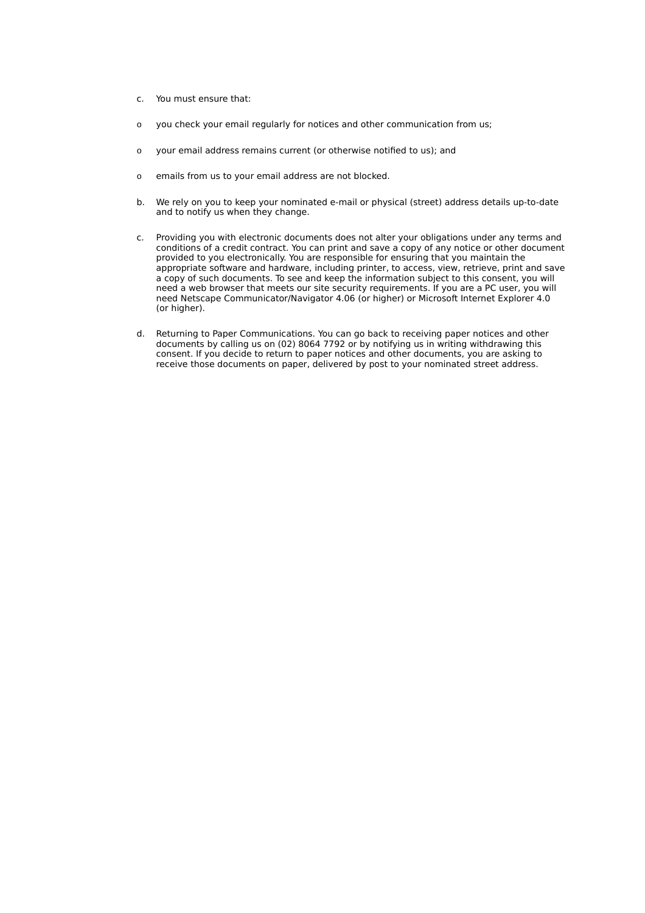c. You must ensure that:

- you check your email regularly for notices and other communication from us;
- your email address remains current (or otherwise notified to us); and
- emails from us to your email address are not blocked.

b. We rely on you to keep your nominated e-mail or physical (street) address details up-to-date and to notify us when they change.

c. Providing you with electronic documents does not alter your obligations under any terms and conditions of a credit contract. You can print and save a copy of any notice or other document provided to you electronically. You are responsible for ensuring that you maintain the appropriate software and hardware, including printer, to access, view, retrieve, print and save a copy of such documents. To see and keep the information subject to this consent, you will need a web browser that meets our site security requirements. If you are a PC user, you will need Netscape Communicator/Navigator 4.06 (or higher) or Microsoft Internet Explorer 4.0 (or higher).

d. Returning to Paper Communications. You can go back to receiving paper notices and other documents by calling us on (02) 8064 7792 or by notifying us in writing withdrawing this consent. If you decide to return to paper notices and other documents, you are asking to receive those documents on paper, delivered by post to your nominated street address.